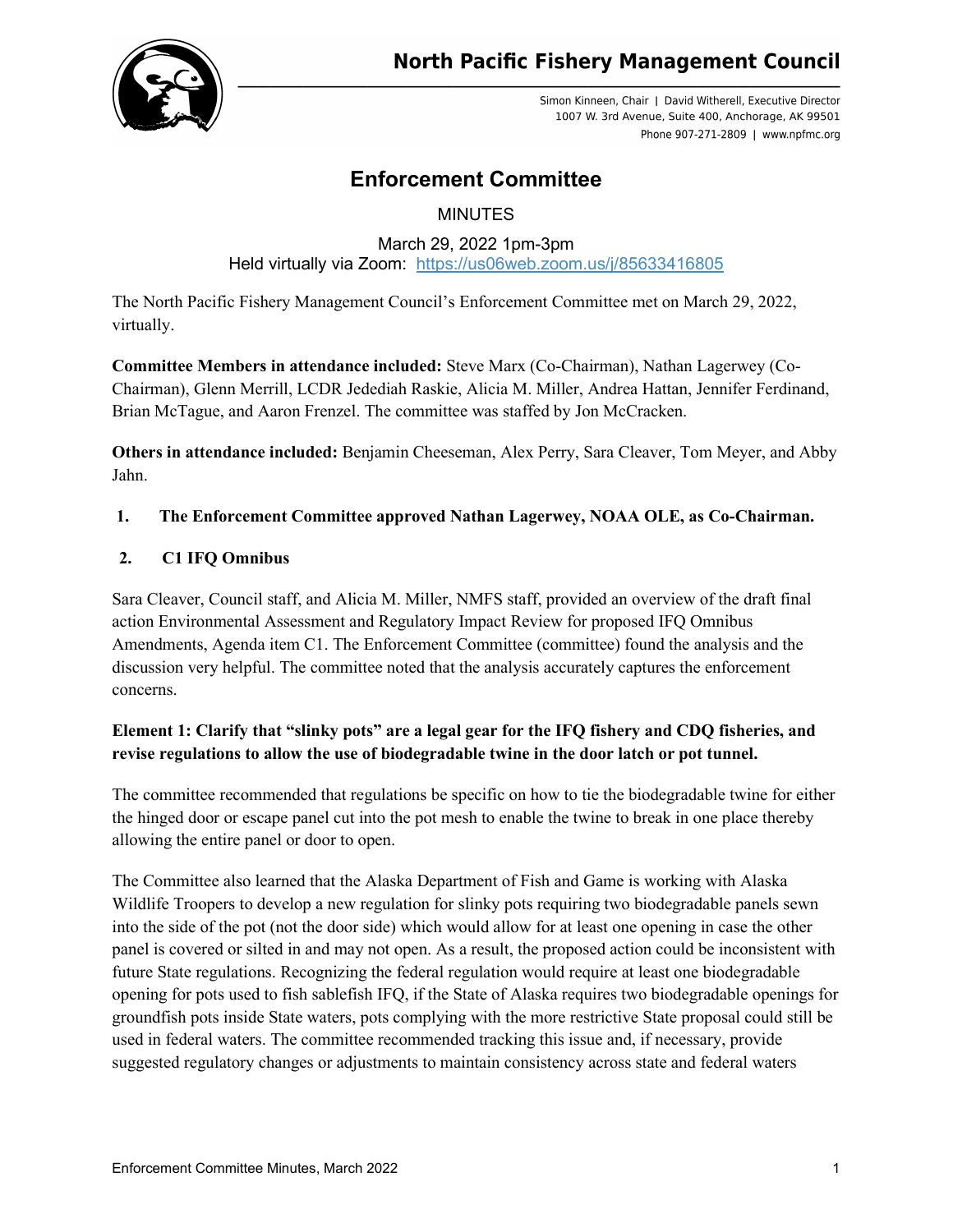**North Pacific Fishery Management Council**

Simon Kinneen, Chair | David Witherell, Executive Director
1007 W. 3rd Avenue, Suite 400, Anchorage, AK 99501
Phone 907-271-2809 | www.npfmc.org

# Enforcement Committee

MINUTES

March 29, 2022 1pm-3pm
Held virtually via Zoom: [https://us06web.zoom.us/j/85633416805](https://us06web.zoom.us/j/85633416805)

The North Pacific Fishery Management Council's Enforcement Committee met on March 29, 2022, virtually.

**Committee Members in attendance included:** Steve Marx (Co-Chairman), Nathan Lagerwey (Co-Chairman), Glenn Merrill, LCDR Jedediah Raskie, Alicia M. Miller, Andrea Hattan, Jennifer Ferdinand, Brian McTague, and Aaron Frenzel. The committee was staffed by Jon McCracken.

**Others in attendance included:** Benjamin Cheeseman, Alex Perry, Sara Cleaver, Tom Meyer, and Abby Jahn.

1. **The Enforcement Committee approved Nathan Lagerwey, NOAA OLE, as Co-Chairman.**

2. **C1 IFQ Omnibus**

Sara Cleaver, Council staff, and Alicia M. Miller, NMFS staff, provided an overview of the draft final action Environmental Assessment and Regulatory Impact Review for proposed IFQ Omnibus Amendments, Agenda item C1. The Enforcement Committee (committee) found the analysis and the discussion very helpful. The committee noted that the analysis accurately captures the enforcement concerns.

**Element 1: Clarify that "slinky pots" are a legal gear for the IFQ fishery and CDQ fisheries, and revise regulations to allow the use of biodegradable twine in the door latch or pot tunnel.**

The committee recommended that regulations be specific on how to tie the biodegradable twine for either the hinged door or escape panel cut into the pot mesh to enable the twine to break in one place thereby allowing the entire panel or door to open.

The Committee also learned that the Alaska Department of Fish and Game is working with Alaska Wildlife Troopers to develop a new regulation for slinky pots requiring two biodegradable panels sewn into the side of the pot (not the door side) which would allow for at least one opening in case the other panel is covered or silted in and may not open. As a result, the proposed action could be inconsistent with future State regulations. Recognizing the federal regulation would require at least one biodegradable opening for pots used to fish sablefish IFQ, if the State of Alaska requires two biodegradable openings for groundfish pots inside State waters, pots complying with the more restrictive State proposal could still be used in federal waters. The committee recommended tracking this issue and, if necessary, provide suggested regulatory changes or adjustments to maintain consistency across state and federal waters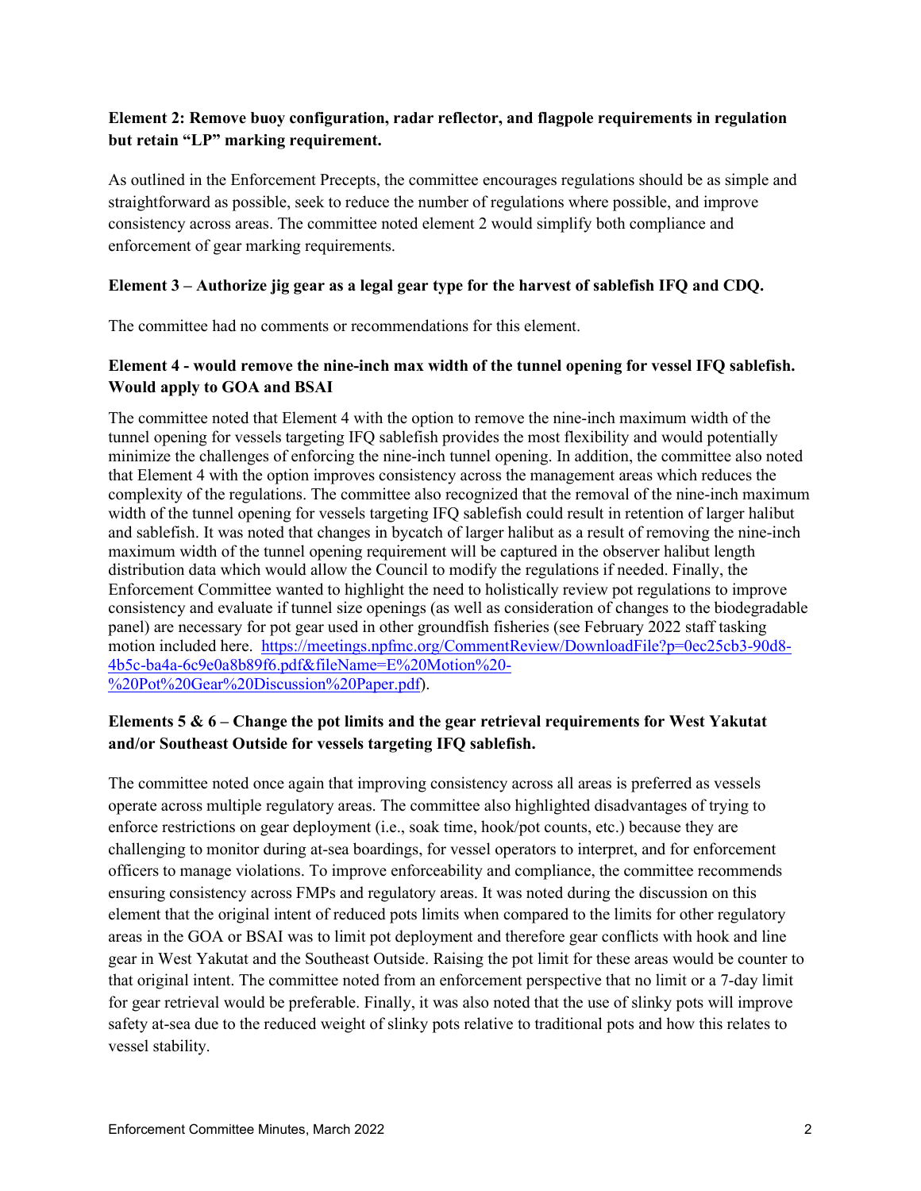### Element 2: Remove buoy configuration, radar reflector, and flagpole requirements in regulation but retain "LP" marking requirement.

As outlined in the Enforcement Precepts, the committee encourages regulations should be as simple and straightforward as possible, seek to reduce the number of regulations where possible, and improve consistency across areas. The committee noted element 2 would simplify both compliance and enforcement of gear marking requirements.

### Element 3 – Authorize jig gear as a legal gear type for the harvest of sablefish IFQ and CDQ.

The committee had no comments or recommendations for this element.

### Element 4 - would remove the nine-inch max width of the tunnel opening for vessel IFQ sablefish. Would apply to GOA and BSAI

The committee noted that Element 4 with the option to remove the nine-inch maximum width of the tunnel opening for vessels targeting IFQ sablefish provides the most flexibility and would potentially minimize the challenges of enforcing the nine-inch tunnel opening. In addition, the committee also noted that Element 4 with the option improves consistency across the management areas which reduces the complexity of the regulations. The committee also recognized that the removal of the nine-inch maximum width of the tunnel opening for vessels targeting IFQ sablefish could result in retention of larger halibut and sablefish. It was noted that changes in bycatch of larger halibut as a result of removing the nine-inch maximum width of the tunnel opening requirement will be captured in the observer halibut length distribution data which would allow the Council to modify the regulations if needed. Finally, the Enforcement Committee wanted to highlight the need to holistically review pot regulations to improve consistency and evaluate if tunnel size openings (as well as consideration of changes to the biodegradable panel) are necessary for pot gear used in other groundfish fisheries (see February 2022 staff tasking motion included here. https://meetings.npfmc.org/CommentReview/DownloadFile?p=0ec25cb3-90d8-4b5c-ba4a-6c9e0a8b89f6.pdf&fileName=E%20Motion%20-%20Pot%20Gear%20Discussion%20Paper.pdf).

### Elements 5 & 6 – Change the pot limits and the gear retrieval requirements for West Yakutat and/or Southeast Outside for vessels targeting IFQ sablefish.

The committee noted once again that improving consistency across all areas is preferred as vessels operate across multiple regulatory areas. The committee also highlighted disadvantages of trying to enforce restrictions on gear deployment (i.e., soak time, hook/pot counts, etc.) because they are challenging to monitor during at-sea boardings, for vessel operators to interpret, and for enforcement officers to manage violations. To improve enforceability and compliance, the committee recommends ensuring consistency across FMPs and regulatory areas. It was noted during the discussion on this element that the original intent of reduced pots limits when compared to the limits for other regulatory areas in the GOA or BSAI was to limit pot deployment and therefore gear conflicts with hook and line gear in West Yakutat and the Southeast Outside. Raising the pot limit for these areas would be counter to that original intent. The committee noted from an enforcement perspective that no limit or a 7-day limit for gear retrieval would be preferable. Finally, it was also noted that the use of slinky pots will improve safety at-sea due to the reduced weight of slinky pots relative to traditional pots and how this relates to vessel stability.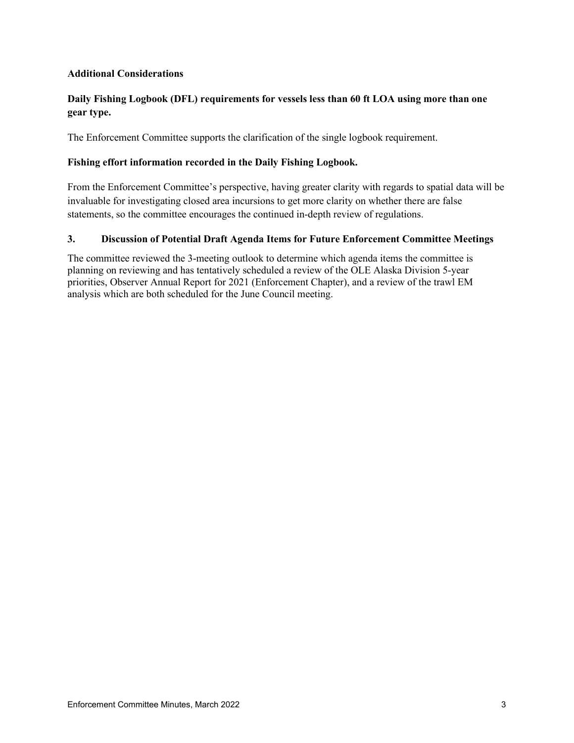**Additional Considerations**

**Daily Fishing Logbook (DFL) requirements for vessels less than 60 ft LOA using more than one gear type.**

The Enforcement Committee supports the clarification of the single logbook requirement.

**Fishing effort information recorded in the Daily Fishing Logbook.**

From the Enforcement Committee's perspective, having greater clarity with regards to spatial data will be invaluable for investigating closed area incursions to get more clarity on whether there are false statements, so the committee encourages the continued in-depth review of regulations.

### 3. Discussion of Potential Draft Agenda Items for Future Enforcement Committee Meetings

The committee reviewed the 3-meeting outlook to determine which agenda items the committee is planning on reviewing and has tentatively scheduled a review of the OLE Alaska Division 5-year priorities, Observer Annual Report for 2021 (Enforcement Chapter), and a review of the trawl EM analysis which are both scheduled for the June Council meeting.